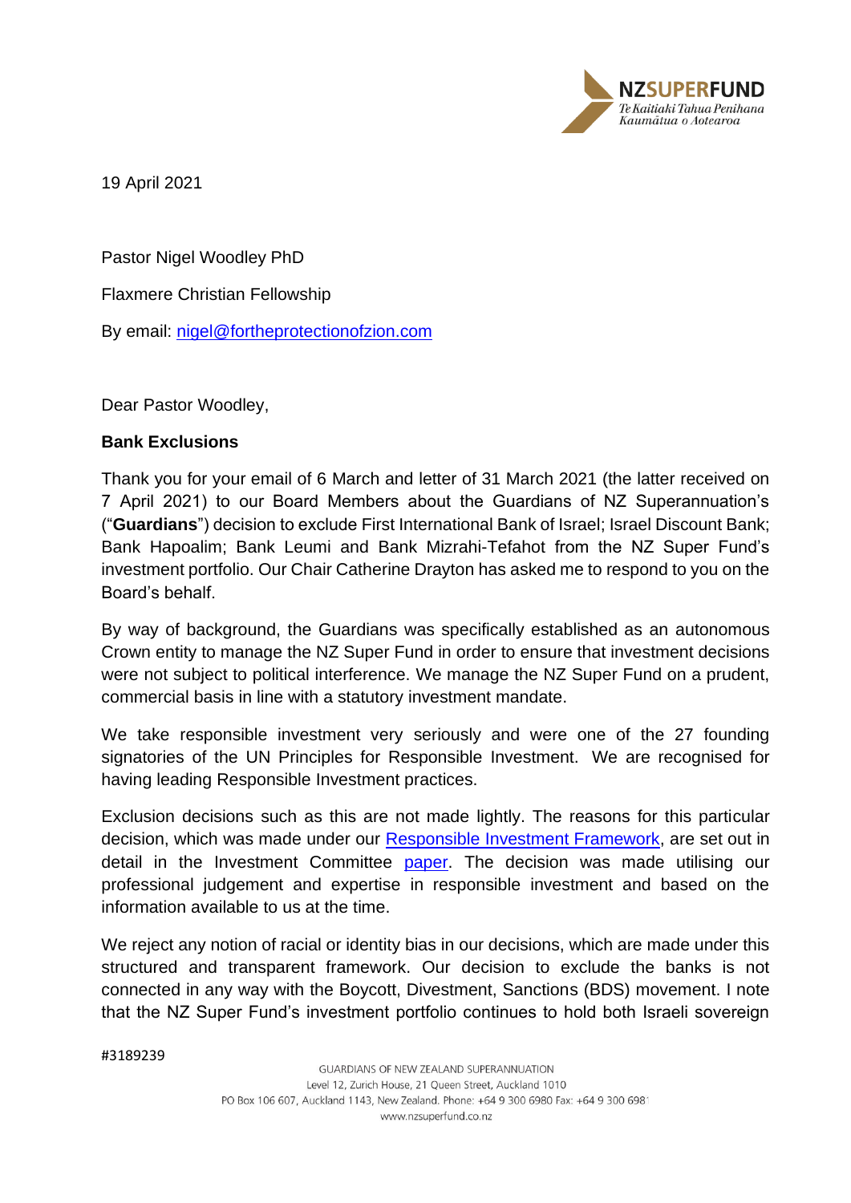NZSUPERFUND
*Te Kaitiaki Tahua Penihana Kaumātua o Aotearoa*

19 April 2021

Pastor Nigel Woodley PhD

Flaxmere Christian Fellowship

By email: [nigel@fortheprotectionofzion.com](mailto:nigel@fortheprotectionofzion.com)

Dear Pastor Woodley,

**Bank Exclusions**

Thank you for your email of 6 March and letter of 31 March 2021 (the latter received on 7 April 2021) to our Board Members about the Guardians of NZ Superannuation's ("**Guardians**") decision to exclude First International Bank of Israel; Israel Discount Bank; Bank Hapoalim; Bank Leumi and Bank Mizrahi-Tefahot from the NZ Super Fund's investment portfolio. Our Chair Catherine Drayton has asked me to respond to you on the Board's behalf.

By way of background, the Guardians was specifically established as an autonomous Crown entity to manage the NZ Super Fund in order to ensure that investment decisions were not subject to political interference. We manage the NZ Super Fund on a prudent, commercial basis in line with a statutory investment mandate.

We take responsible investment very seriously and were one of the 27 founding signatories of the UN Principles for Responsible Investment. We are recognised for having leading Responsible Investment practices.

Exclusion decisions such as this are not made lightly. The reasons for this particular decision, which was made under our Responsible Investment Framework, are set out in detail in the Investment Committee paper. The decision was made utilising our professional judgement and expertise in responsible investment and based on the information available to us at the time.

We reject any notion of racial or identity bias in our decisions, which are made under this structured and transparent framework. Our decision to exclude the banks is not connected in any way with the Boycott, Divestment, Sanctions (BDS) movement. I note that the NZ Super Fund's investment portfolio continues to hold both Israeli sovereign

#3189239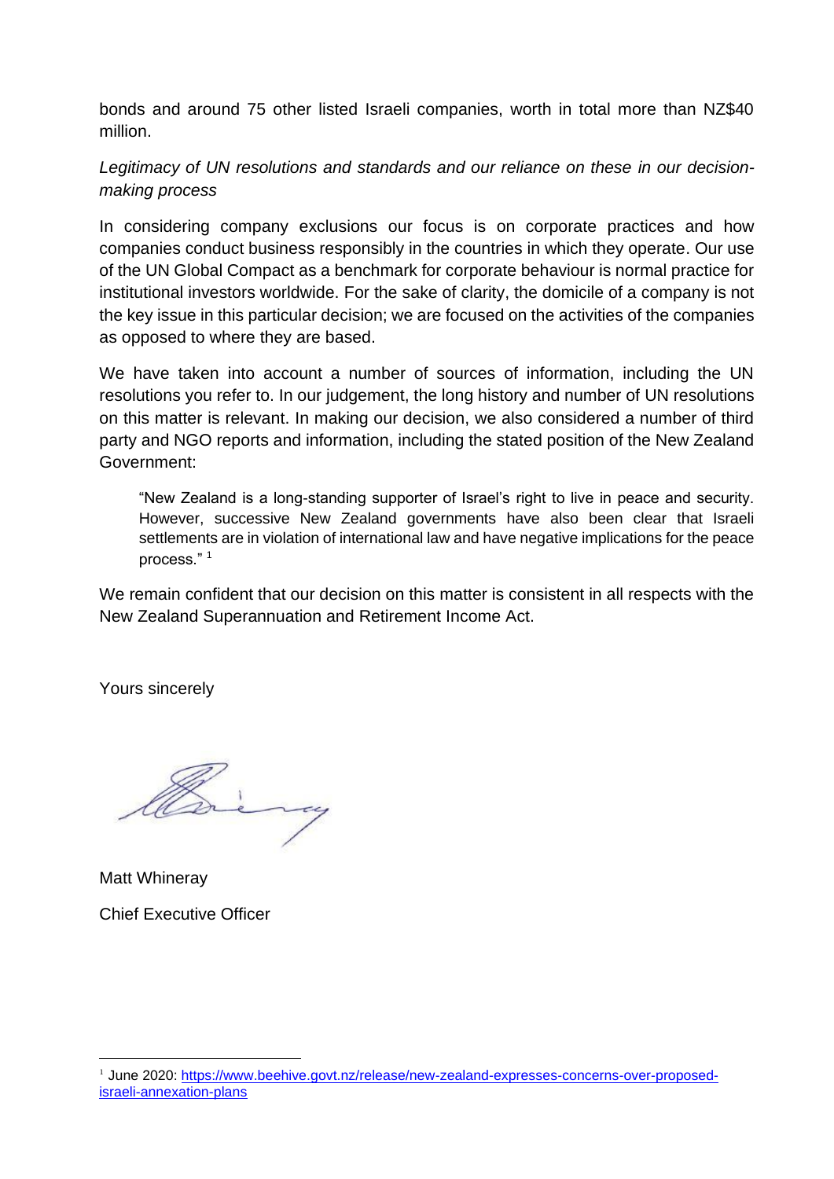bonds and around 75 other listed Israeli companies, worth in total more than NZ$40 million.

*Legitimacy of UN resolutions and standards and our reliance on these in our decision-making process*

In considering company exclusions our focus is on corporate practices and how companies conduct business responsibly in the countries in which they operate. Our use of the UN Global Compact as a benchmark for corporate behaviour is normal practice for institutional investors worldwide. For the sake of clarity, the domicile of a company is not the key issue in this particular decision; we are focused on the activities of the companies as opposed to where they are based.

We have taken into account a number of sources of information, including the UN resolutions you refer to. In our judgement, the long history and number of UN resolutions on this matter is relevant. In making our decision, we also considered a number of third party and NGO reports and information, including the stated position of the New Zealand Government:

> "New Zealand is a long-standing supporter of Israel's right to live in peace and security. However, successive New Zealand governments have also been clear that Israeli settlements are in violation of international law and have negative implications for the peace process." [1]

We remain confident that our decision on this matter is consistent in all respects with the New Zealand Superannuation and Retirement Income Act.

Yours sincerely

Matt Whineray

Chief Executive Officer

---

[1] June 2020: [https://www.beehive.govt.nz/release/new-zealand-expresses-concerns-over-proposed-israeli-annexation-plans](https://www.beehive.govt.nz/release/new-zealand-expresses-concerns-over-proposed-israeli-annexation-plans)